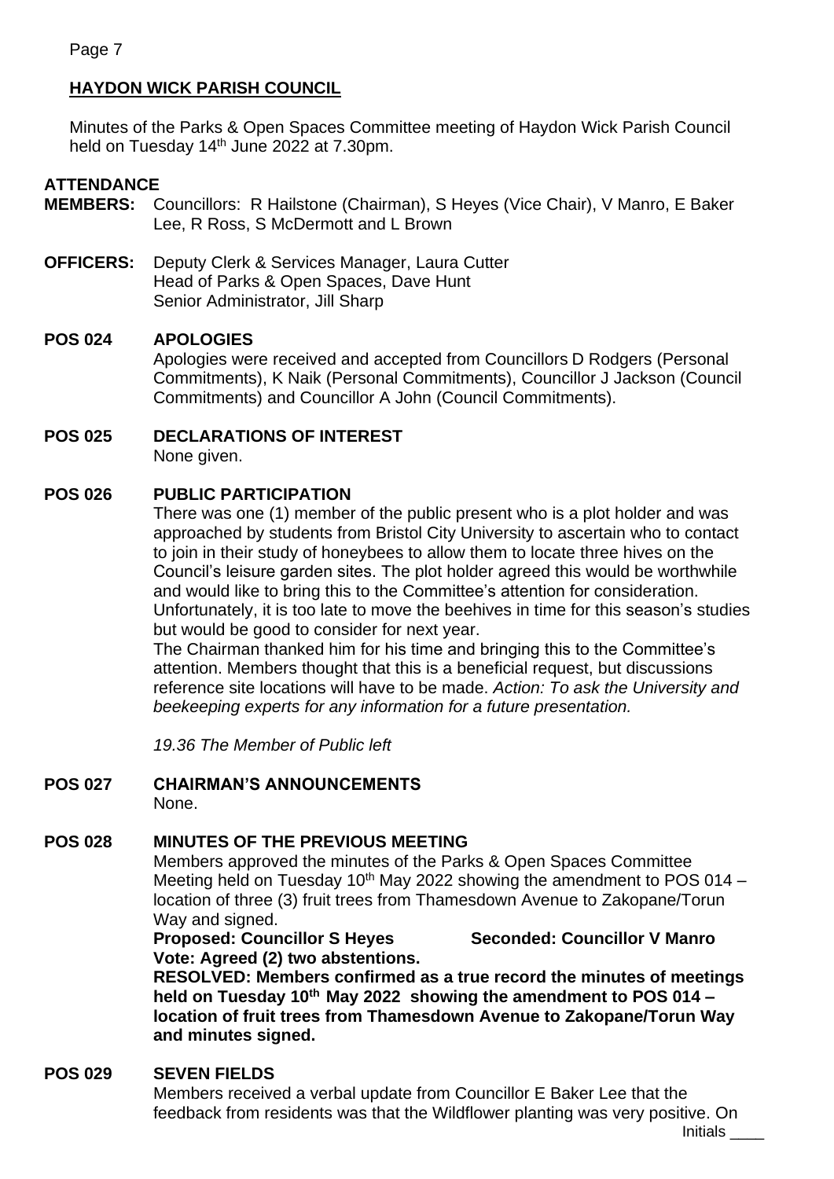**HAYDON WICK PARISH COUNCIL**

Minutes of the Parks & Open Spaces Committee meeting of Haydon Wick Parish Council held on Tuesday 14th June 2022 at 7.30pm.

**ATTENDANCE**

**MEMBERS:** Councillors: R Hailstone (Chairman), S Heyes (Vice Chair), V Manro, E Baker Lee, R Ross, S McDermott and L Brown

**OFFICERS:** Deputy Clerk & Services Manager, Laura Cutter
Head of Parks & Open Spaces, Dave Hunt
Senior Administrator, Jill Sharp

**POS 024 APOLOGIES**

Apologies were received and accepted from Councillors D Rodgers (Personal Commitments), K Naik (Personal Commitments), Councillor J Jackson (Council Commitments) and Councillor A John (Council Commitments).

**POS 025 DECLARATIONS OF INTEREST**

None given.

**POS 026 PUBLIC PARTICIPATION**

There was one (1) member of the public present who is a plot holder and was approached by students from Bristol City University to ascertain who to contact to join in their study of honeybees to allow them to locate three hives on the Council's leisure garden sites. The plot holder agreed this would be worthwhile and would like to bring this to the Committee's attention for consideration. Unfortunately, it is too late to move the beehives in time for this season's studies but would be good to consider for next year.

The Chairman thanked him for his time and bringing this to the Committee's attention. Members thought that this is a beneficial request, but discussions reference site locations will have to be made. *Action: To ask the University and beekeeping experts for any information for a future presentation.*

*19.36 The Member of Public left*

**POS 027 CHAIRMAN'S ANNOUNCEMENTS**

None.

**POS 028 MINUTES OF THE PREVIOUS MEETING**

Members approved the minutes of the Parks & Open Spaces Committee Meeting held on Tuesday 10th May 2022 showing the amendment to POS 014 – location of three (3) fruit trees from Thamesdown Avenue to Zakopane/Torun Way and signed.

**Proposed: Councillor S Heyes Seconded: Councillor V Manro**
**Vote: Agreed (2) two abstentions.**

**RESOLVED: Members confirmed as a true record the minutes of meetings held on Tuesday 10th May 2022 showing the amendment to POS 014 – location of fruit trees from Thamesdown Avenue to Zakopane/Torun Way and minutes signed.**

**POS 029 SEVEN FIELDS**

Members received a verbal update from Councillor E Baker Lee that the feedback from residents was that the Wildflower planting was very positive. On

Initials ____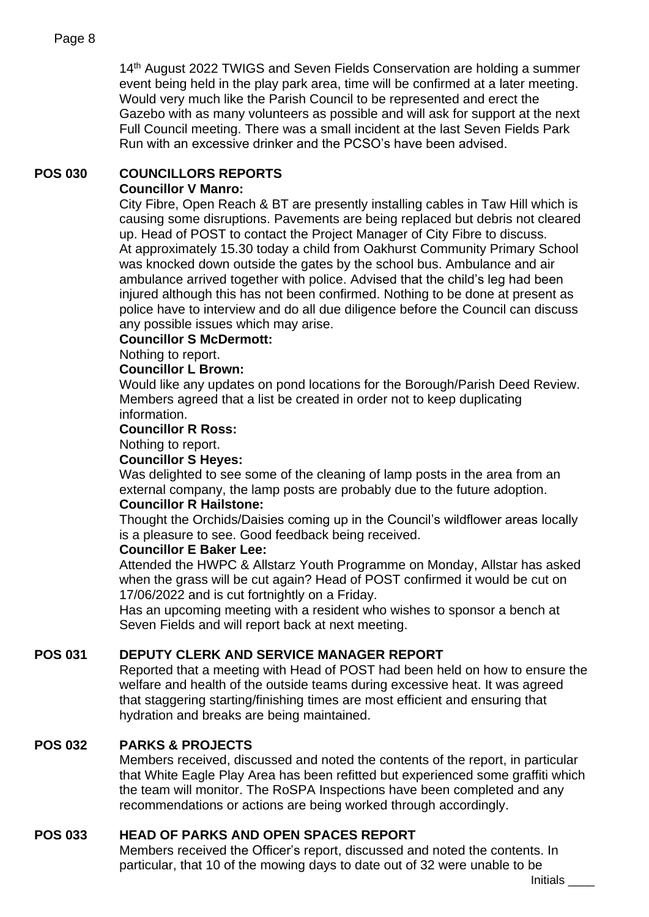14th August 2022 TWIGS and Seven Fields Conservation are holding a summer event being held in the play park area, time will be confirmed at a later meeting. Would very much like the Parish Council to be represented and erect the Gazebo with as many volunteers as possible and will ask for support at the next Full Council meeting. There was a small incident at the last Seven Fields Park Run with an excessive drinker and the PCSO's have been advised.

## POS 030 COUNCILLORS REPORTS

**Councillor V Manro:**

City Fibre, Open Reach & BT are presently installing cables in Taw Hill which is causing some disruptions. Pavements are being replaced but debris not cleared up. Head of POST to contact the Project Manager of City Fibre to discuss.
At approximately 15.30 today a child from Oakhurst Community Primary School was knocked down outside the gates by the school bus. Ambulance and air ambulance arrived together with police. Advised that the child's leg had been injured although this has not been confirmed. Nothing to be done at present as police have to interview and do all due diligence before the Council can discuss any possible issues which may arise.

**Councillor S McDermott:**

Nothing to report.

**Councillor L Brown:**

Would like any updates on pond locations for the Borough/Parish Deed Review. Members agreed that a list be created in order not to keep duplicating information.

**Councillor R Ross:**

Nothing to report.

**Councillor S Heyes:**

Was delighted to see some of the cleaning of lamp posts in the area from an external company, the lamp posts are probably due to the future adoption.

**Councillor R Hailstone:**

Thought the Orchids/Daisies coming up in the Council's wildflower areas locally is a pleasure to see. Good feedback being received.

**Councillor E Baker Lee:**

Attended the HWPC & Allstarz Youth Programme on Monday, Allstar has asked when the grass will be cut again? Head of POST confirmed it would be cut on 17/06/2022 and is cut fortnightly on a Friday.
Has an upcoming meeting with a resident who wishes to sponsor a bench at Seven Fields and will report back at next meeting.

## POS 031 DEPUTY CLERK AND SERVICE MANAGER REPORT

Reported that a meeting with Head of POST had been held on how to ensure the welfare and health of the outside teams during excessive heat. It was agreed that staggering starting/finishing times are most efficient and ensuring that hydration and breaks are being maintained.

## POS 032 PARKS & PROJECTS

Members received, discussed and noted the contents of the report, in particular that White Eagle Play Area has been refitted but experienced some graffiti which the team will monitor. The RoSPA Inspections have been completed and any recommendations or actions are being worked through accordingly.

## POS 033 HEAD OF PARKS AND OPEN SPACES REPORT

Members received the Officer's report, discussed and noted the contents. In particular, that 10 of the mowing days to date out of 32 were unable to be

Initials ____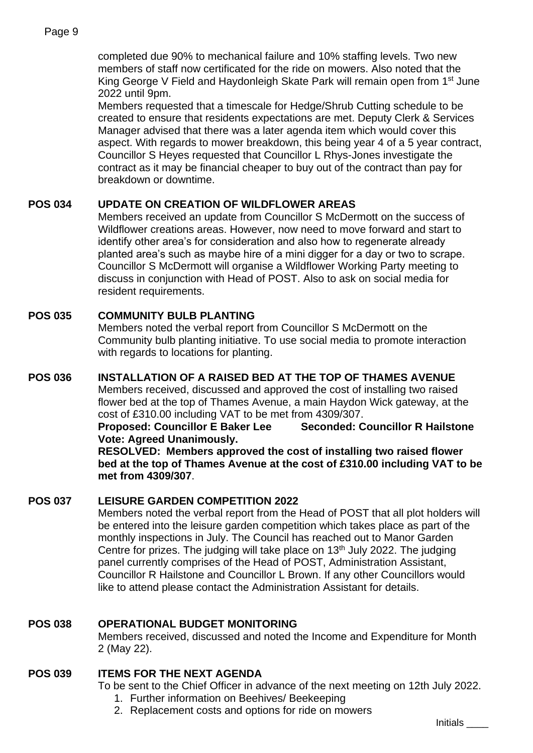completed due 90% to mechanical failure and 10% staffing levels. Two new members of staff now certificated for the ride on mowers. Also noted that the King George V Field and Haydonleigh Skate Park will remain open from 1st June 2022 until 9pm.

Members requested that a timescale for Hedge/Shrub Cutting schedule to be created to ensure that residents expectations are met. Deputy Clerk & Services Manager advised that there was a later agenda item which would cover this aspect. With regards to mower breakdown, this being year 4 of a 5 year contract, Councillor S Heyes requested that Councillor L Rhys-Jones investigate the contract as it may be financial cheaper to buy out of the contract than pay for breakdown or downtime.

**POS 034 UPDATE ON CREATION OF WILDFLOWER AREAS**

Members received an update from Councillor S McDermott on the success of Wildflower creations areas. However, now need to move forward and start to identify other area's for consideration and also how to regenerate already planted area's such as maybe hire of a mini digger for a day or two to scrape. Councillor S McDermott will organise a Wildflower Working Party meeting to discuss in conjunction with Head of POST. Also to ask on social media for resident requirements.

**POS 035 COMMUNITY BULB PLANTING**

Members noted the verbal report from Councillor S McDermott on the Community bulb planting initiative. To use social media to promote interaction with regards to locations for planting.

**POS 036 INSTALLATION OF A RAISED BED AT THE TOP OF THAMES AVENUE**

Members received, discussed and approved the cost of installing two raised flower bed at the top of Thames Avenue, a main Haydon Wick gateway, at the cost of £310.00 including VAT to be met from 4309/307.

**Proposed: Councillor E Baker Lee Seconded: Councillor R Hailstone**
**Vote: Agreed Unanimously.**

**RESOLVED: Members approved the cost of installing two raised flower bed at the top of Thames Avenue at the cost of £310.00 including VAT to be met from 4309/307**.

**POS 037 LEISURE GARDEN COMPETITION 2022**

Members noted the verbal report from the Head of POST that all plot holders will be entered into the leisure garden competition which takes place as part of the monthly inspections in July. The Council has reached out to Manor Garden Centre for prizes. The judging will take place on 13th July 2022. The judging panel currently comprises of the Head of POST, Administration Assistant, Councillor R Hailstone and Councillor L Brown. If any other Councillors would like to attend please contact the Administration Assistant for details.

**POS 038 OPERATIONAL BUDGET MONITORING**

Members received, discussed and noted the Income and Expenditure for Month 2 (May 22).

**POS 039 ITEMS FOR THE NEXT AGENDA**

To be sent to the Chief Officer in advance of the next meeting on 12th July 2022.

1. Further information on Beehives/ Beekeeping
2. Replacement costs and options for ride on mowers

Initials ____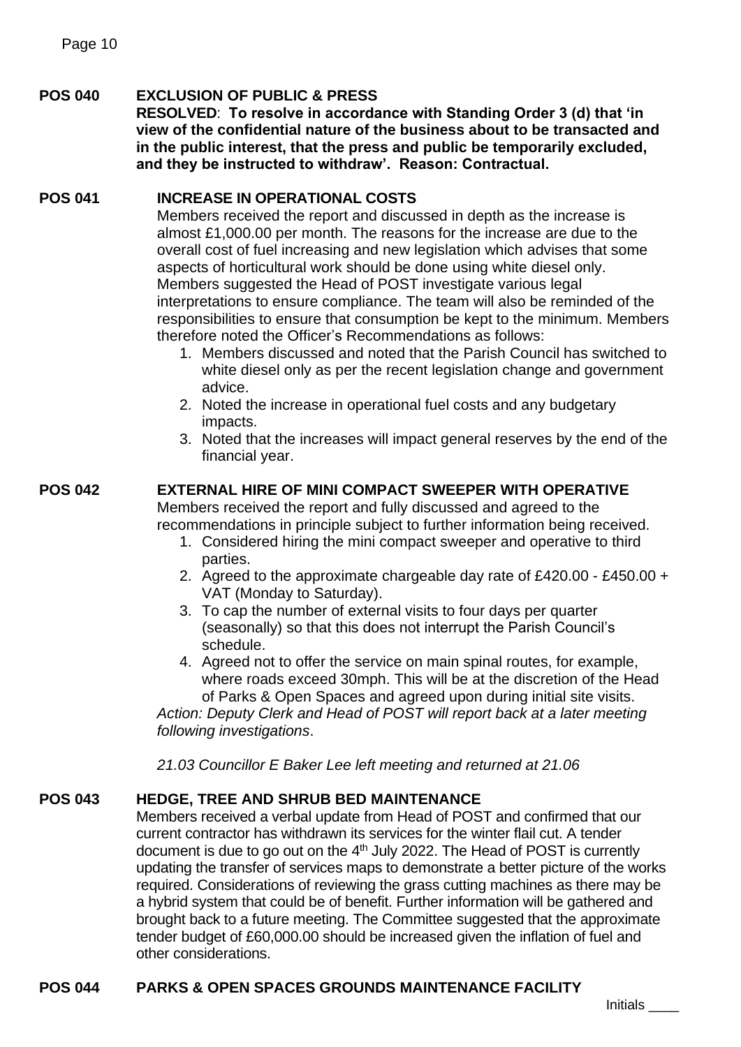**POS 040 EXCLUSION OF PUBLIC & PRESS**

**RESOLVED**: **To resolve in accordance with Standing Order 3 (d) that 'in view of the confidential nature of the business about to be transacted and in the public interest, that the press and public be temporarily excluded, and they be instructed to withdraw'. Reason: Contractual.**

**POS 041 INCREASE IN OPERATIONAL COSTS**

Members received the report and discussed in depth as the increase is almost £1,000.00 per month. The reasons for the increase are due to the overall cost of fuel increasing and new legislation which advises that some aspects of horticultural work should be done using white diesel only. Members suggested the Head of POST investigate various legal interpretations to ensure compliance. The team will also be reminded of the responsibilities to ensure that consumption be kept to the minimum. Members therefore noted the Officer's Recommendations as follows:

1. Members discussed and noted that the Parish Council has switched to white diesel only as per the recent legislation change and government advice.
2. Noted the increase in operational fuel costs and any budgetary impacts.
3. Noted that the increases will impact general reserves by the end of the financial year.

**POS 042 EXTERNAL HIRE OF MINI COMPACT SWEEPER WITH OPERATIVE**

Members received the report and fully discussed and agreed to the recommendations in principle subject to further information being received.

1. Considered hiring the mini compact sweeper and operative to third parties.
2. Agreed to the approximate chargeable day rate of £420.00 - £450.00 + VAT (Monday to Saturday).
3. To cap the number of external visits to four days per quarter (seasonally) so that this does not interrupt the Parish Council's schedule.
4. Agreed not to offer the service on main spinal routes, for example, where roads exceed 30mph. This will be at the discretion of the Head of Parks & Open Spaces and agreed upon during initial site visits.

*Action: Deputy Clerk and Head of POST will report back at a later meeting following investigations*.

*21.03 Councillor E Baker Lee left meeting and returned at 21.06*

**POS 043 HEDGE, TREE AND SHRUB BED MAINTENANCE**

Members received a verbal update from Head of POST and confirmed that our current contractor has withdrawn its services for the winter flail cut. A tender document is due to go out on the 4th July 2022. The Head of POST is currently updating the transfer of services maps to demonstrate a better picture of the works required. Considerations of reviewing the grass cutting machines as there may be a hybrid system that could be of benefit. Further information will be gathered and brought back to a future meeting. The Committee suggested that the approximate tender budget of £60,000.00 should be increased given the inflation of fuel and other considerations.

**POS 044 PARKS & OPEN SPACES GROUNDS MAINTENANCE FACILITY**

Initials ____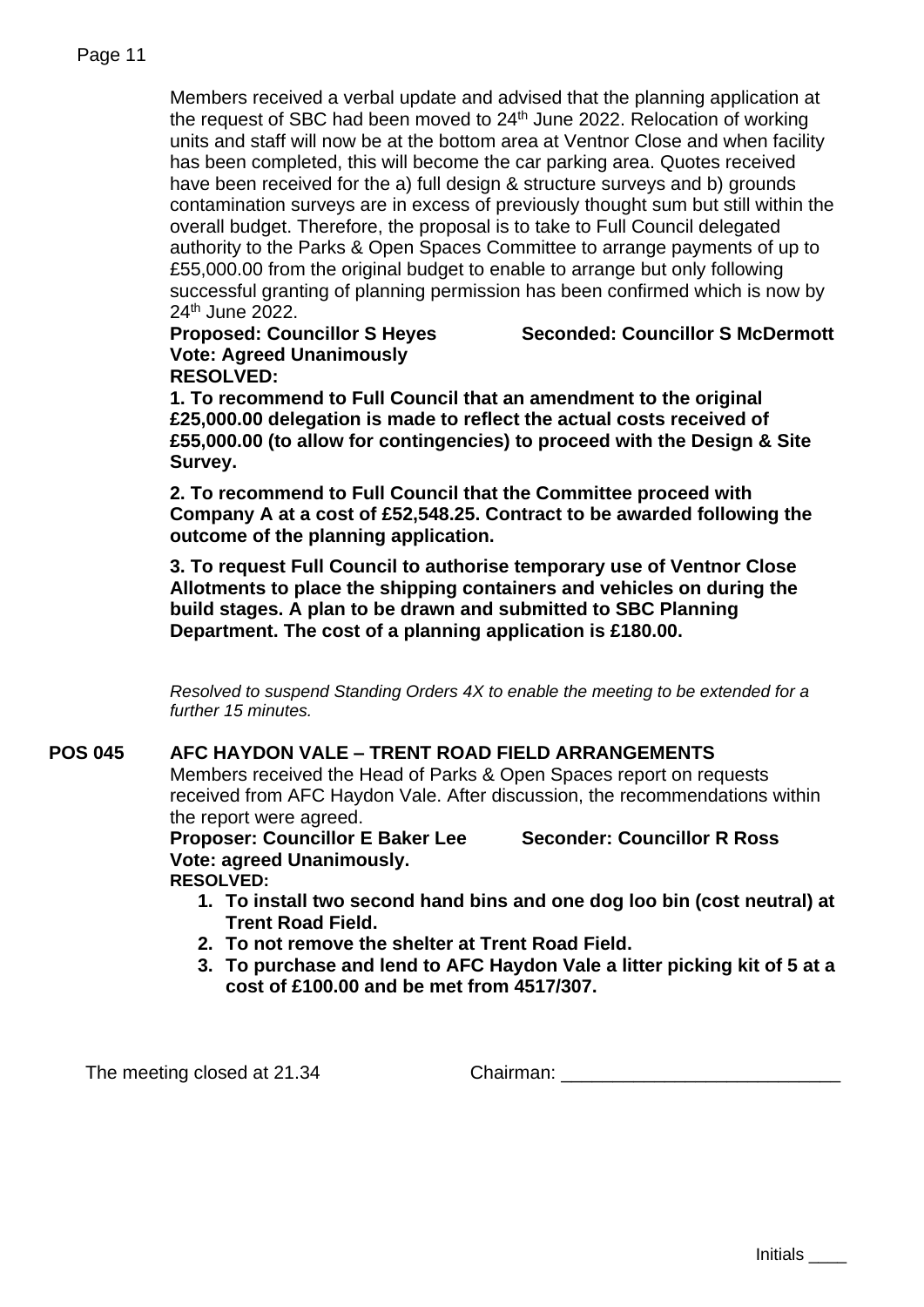Members received a verbal update and advised that the planning application at the request of SBC had been moved to 24th June 2022. Relocation of working units and staff will now be at the bottom area at Ventnor Close and when facility has been completed, this will become the car parking area. Quotes received have been received for the a) full design & structure surveys and b) grounds contamination surveys are in excess of previously thought sum but still within the overall budget. Therefore, the proposal is to take to Full Council delegated authority to the Parks & Open Spaces Committee to arrange payments of up to £55,000.00 from the original budget to enable to arrange but only following successful granting of planning permission has been confirmed which is now by 24th June 2022.

**Proposed: Councillor S Heyes** **Seconded: Councillor S McDermott**
**Vote: Agreed Unanimously**
**RESOLVED:**

**1. To recommend to Full Council that an amendment to the original £25,000.00 delegation is made to reflect the actual costs received of £55,000.00 (to allow for contingencies) to proceed with the Design & Site Survey.**

**2. To recommend to Full Council that the Committee proceed with Company A at a cost of £52,548.25. Contract to be awarded following the outcome of the planning application.**

**3. To request Full Council to authorise temporary use of Ventnor Close Allotments to place the shipping containers and vehicles on during the build stages. A plan to be drawn and submitted to SBC Planning Department. The cost of a planning application is £180.00.**

*Resolved to suspend Standing Orders 4X to enable the meeting to be extended for a further 15 minutes.*

**POS 045 AFC HAYDON VALE – TRENT ROAD FIELD ARRANGEMENTS**

Members received the Head of Parks & Open Spaces report on requests received from AFC Haydon Vale. After discussion, the recommendations within the report were agreed.

**Proposer: Councillor E Baker Lee** **Seconder: Councillor R Ross**
**Vote: agreed Unanimously.**
**RESOLVED:**

1. **To install two second hand bins and one dog loo bin (cost neutral) at Trent Road Field.**
2. **To not remove the shelter at Trent Road Field.**
3. **To purchase and lend to AFC Haydon Vale a litter picking kit of 5 at a cost of £100.00 and be met from 4517/307.**

The meeting closed at 21.34 Chairman: ___________________________

Initials ____